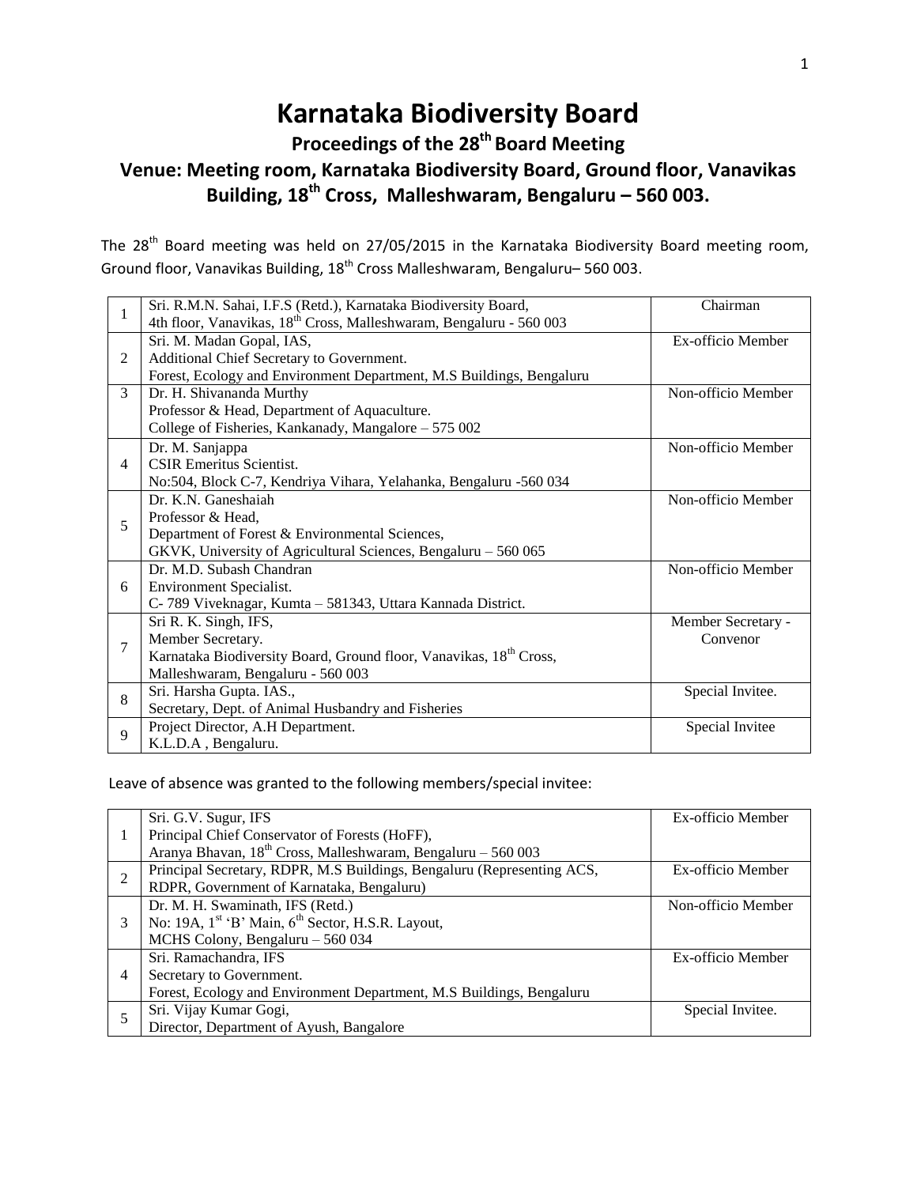# Karnataka Biodiversity Board

## Proceedings of the 28th Board Meeting

## Venue: Meeting room, Karnataka Biodiversity Board, Ground floor, Vanavikas Building, 18th Cross, Malleshwaram, Bengaluru – 560 003.

The 28th Board meeting was held on 27/05/2015 in the Karnataka Biodiversity Board meeting room, Ground floor, Vanavikas Building, 18th Cross Malleshwaram, Bengaluru– 560 003.

| | | |
|---|---|---|
| 1 | Sri. R.M.N. Sahai, I.F.S (Retd.), Karnataka Biodiversity Board, 4th floor, Vanavikas, 18th Cross, Malleshwaram, Bengaluru - 560 003 | Chairman |
| 2 | Sri. M. Madan Gopal, IAS, Additional Chief Secretary to Government. Forest, Ecology and Environment Department, M.S Buildings, Bengaluru | Ex-officio Member |
| 3 | Dr. H. Shivananda Murthy Professor & Head, Department of Aquaculture. College of Fisheries, Kankanady, Mangalore – 575 002 | Non-officio Member |
| 4 | Dr. M. Sanjappa CSIR Emeritus Scientist. No:504, Block C-7, Kendriya Vihara, Yelahanka, Bengaluru -560 034 | Non-officio Member |
| 5 | Dr. K.N. Ganeshaiah Professor & Head, Department of Forest & Environmental Sciences, GKVK, University of Agricultural Sciences, Bengaluru – 560 065 | Non-officio Member |
| 6 | Dr. M.D. Subash Chandran Environment Specialist. C- 789 Viveknagar, Kumta – 581343, Uttara Kannada District. | Non-officio Member |
| 7 | Sri R. K. Singh, IFS, Member Secretary. Karnataka Biodiversity Board, Ground floor, Vanavikas, 18th Cross, Malleshwaram, Bengaluru - 560 003 | Member Secretary - Convenor |
| 8 | Sri. Harsha Gupta. IAS., Secretary, Dept. of Animal Husbandry and Fisheries | Special Invitee. |
| 9 | Project Director, A.H Department. K.L.D.A , Bengaluru. | Special Invitee |

Leave of absence was granted to the following members/special invitee:

| | | |
|---|---|---|
| 1 | Sri. G.V. Sugur, IFS Principal Chief Conservator of Forests (HoFF), Aranya Bhavan, 18th Cross, Malleshwaram, Bengaluru – 560 003 | Ex-officio Member |
| 2 | Principal Secretary, RDPR, M.S Buildings, Bengaluru (Representing ACS, RDPR, Government of Karnataka, Bengaluru) | Ex-officio Member |
| 3 | Dr. M. H. Swaminath, IFS (Retd.) No: 19A, 1st 'B' Main, 6th Sector, H.S.R. Layout, MCHS Colony, Bengaluru – 560 034 | Non-officio Member |
| 4 | Sri. Ramachandra, IFS Secretary to Government. Forest, Ecology and Environment Department, M.S Buildings, Bengaluru | Ex-officio Member |
| 5 | Sri. Vijay Kumar Gogi, Director, Department of Ayush, Bangalore | Special Invitee. |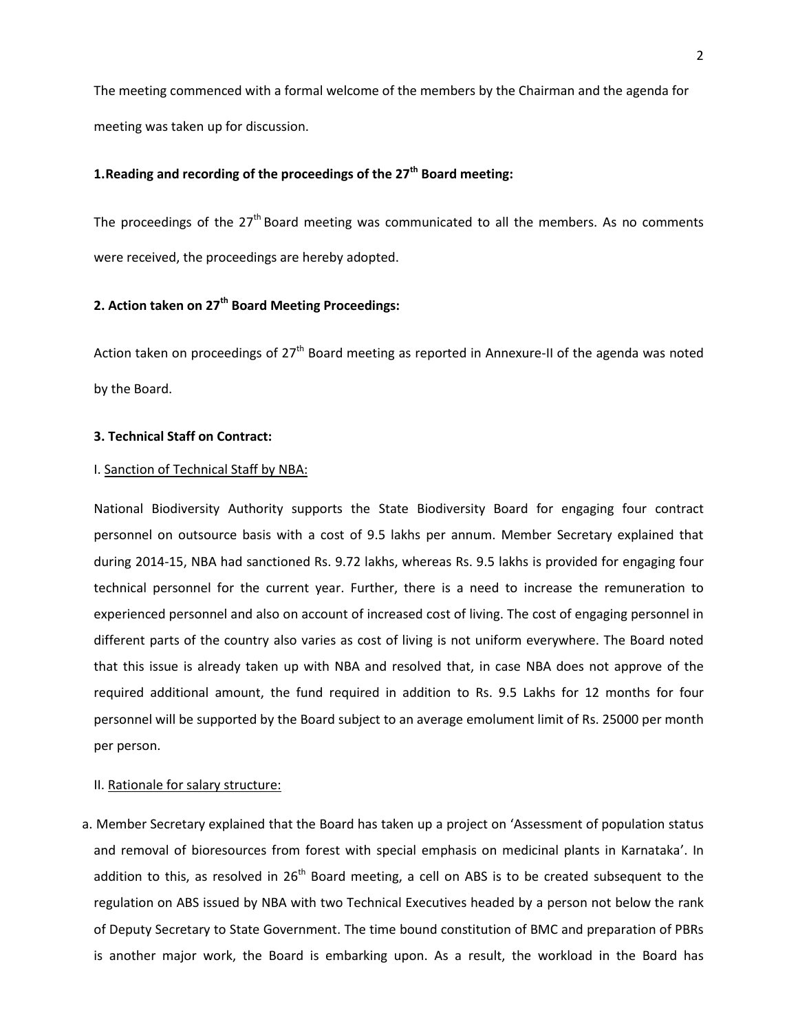The meeting commenced with a formal welcome of the members by the Chairman and the agenda for meeting was taken up for discussion.

**1. Reading and recording of the proceedings of the 27th Board meeting:**

The proceedings of the 27th Board meeting was communicated to all the members. As no comments were received, the proceedings are hereby adopted.

**2. Action taken on 27th Board Meeting Proceedings:**

Action taken on proceedings of 27th Board meeting as reported in Annexure-II of the agenda was noted by the Board.

**3. Technical Staff on Contract:**

I. Sanction of Technical Staff by NBA:

National Biodiversity Authority supports the State Biodiversity Board for engaging four contract personnel on outsource basis with a cost of 9.5 lakhs per annum. Member Secretary explained that during 2014-15, NBA had sanctioned Rs. 9.72 lakhs, whereas Rs. 9.5 lakhs is provided for engaging four technical personnel for the current year. Further, there is a need to increase the remuneration to experienced personnel and also on account of increased cost of living. The cost of engaging personnel in different parts of the country also varies as cost of living is not uniform everywhere. The Board noted that this issue is already taken up with NBA and resolved that, in case NBA does not approve of the required additional amount, the fund required in addition to Rs. 9.5 Lakhs for 12 months for four personnel will be supported by the Board subject to an average emolument limit of Rs. 25000 per month per person.

II. Rationale for salary structure:

a. Member Secretary explained that the Board has taken up a project on 'Assessment of population status and removal of bioresources from forest with special emphasis on medicinal plants in Karnataka'. In addition to this, as resolved in 26th Board meeting, a cell on ABS is to be created subsequent to the regulation on ABS issued by NBA with two Technical Executives headed by a person not below the rank of Deputy Secretary to State Government. The time bound constitution of BMC and preparation of PBRs is another major work, the Board is embarking upon. As a result, the workload in the Board has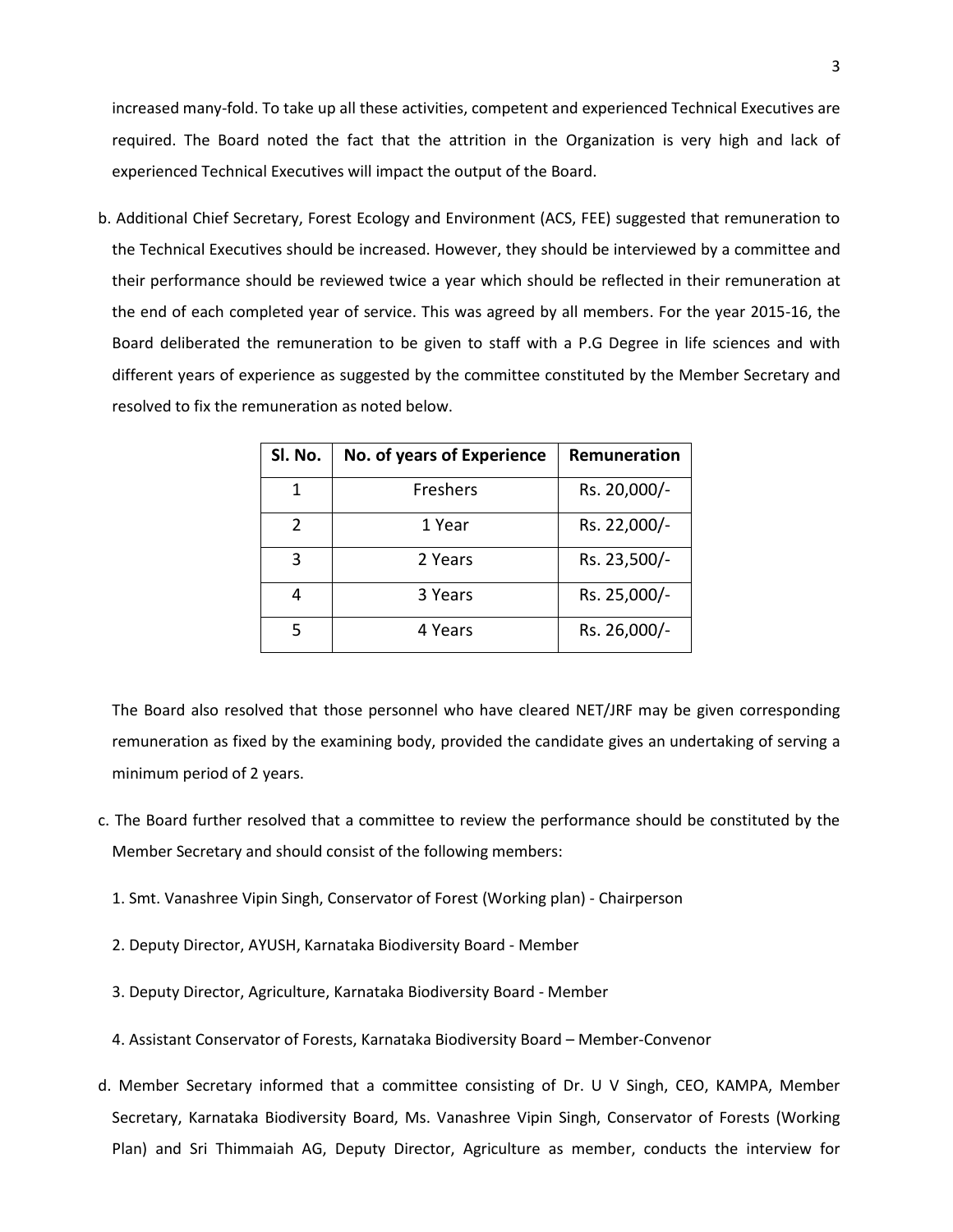increased many-fold. To take up all these activities, competent and experienced Technical Executives are required. The Board noted the fact that the attrition in the Organization is very high and lack of experienced Technical Executives will impact the output of the Board.

b. Additional Chief Secretary, Forest Ecology and Environment (ACS, FEE) suggested that remuneration to the Technical Executives should be increased. However, they should be interviewed by a committee and their performance should be reviewed twice a year which should be reflected in their remuneration at the end of each completed year of service. This was agreed by all members. For the year 2015-16, the Board deliberated the remuneration to be given to staff with a P.G Degree in life sciences and with different years of experience as suggested by the committee constituted by the Member Secretary and resolved to fix the remuneration as noted below.

| Sl. No. | No. of years of Experience | Remuneration |
|---|---|---|
| 1 | Freshers | Rs. 20,000/- |
| 2 | 1 Year | Rs. 22,000/- |
| 3 | 2 Years | Rs. 23,500/- |
| 4 | 3 Years | Rs. 25,000/- |
| 5 | 4 Years | Rs. 26,000/- |

The Board also resolved that those personnel who have cleared NET/JRF may be given corresponding remuneration as fixed by the examining body, provided the candidate gives an undertaking of serving a minimum period of 2 years.

c. The Board further resolved that a committee to review the performance should be constituted by the Member Secretary and should consist of the following members:

1. Smt. Vanashree Vipin Singh, Conservator of Forest (Working plan) - Chairperson
2. Deputy Director, AYUSH, Karnataka Biodiversity Board - Member
3. Deputy Director, Agriculture, Karnataka Biodiversity Board - Member
4. Assistant Conservator of Forests, Karnataka Biodiversity Board – Member-Convenor

d. Member Secretary informed that a committee consisting of Dr. U V Singh, CEO, KAMPA, Member Secretary, Karnataka Biodiversity Board, Ms. Vanashree Vipin Singh, Conservator of Forests (Working Plan) and Sri Thimmaiah AG, Deputy Director, Agriculture as member, conducts the interview for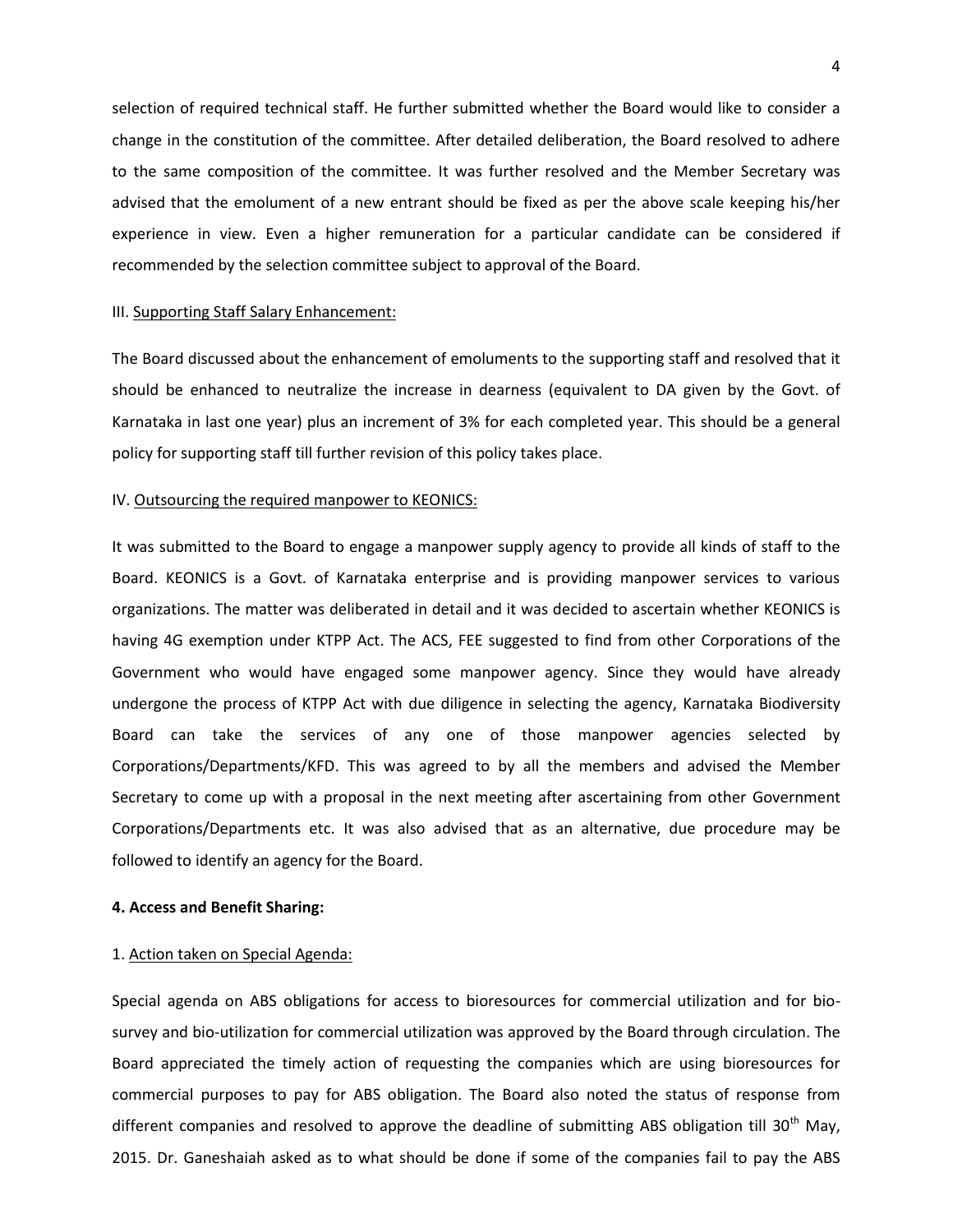selection of required technical staff. He further submitted whether the Board would like to consider a change in the constitution of the committee. After detailed deliberation, the Board resolved to adhere to the same composition of the committee. It was further resolved and the Member Secretary was advised that the emolument of a new entrant should be fixed as per the above scale keeping his/her experience in view. Even a higher remuneration for a particular candidate can be considered if recommended by the selection committee subject to approval of the Board.

III. Supporting Staff Salary Enhancement:

The Board discussed about the enhancement of emoluments to the supporting staff and resolved that it should be enhanced to neutralize the increase in dearness (equivalent to DA given by the Govt. of Karnataka in last one year) plus an increment of 3% for each completed year. This should be a general policy for supporting staff till further revision of this policy takes place.

IV. Outsourcing the required manpower to KEONICS:

It was submitted to the Board to engage a manpower supply agency to provide all kinds of staff to the Board. KEONICS is a Govt. of Karnataka enterprise and is providing manpower services to various organizations. The matter was deliberated in detail and it was decided to ascertain whether KEONICS is having 4G exemption under KTPP Act. The ACS, FEE suggested to find from other Corporations of the Government who would have engaged some manpower agency. Since they would have already undergone the process of KTPP Act with due diligence in selecting the agency, Karnataka Biodiversity Board can take the services of any one of those manpower agencies selected by Corporations/Departments/KFD. This was agreed to by all the members and advised the Member Secretary to come up with a proposal in the next meeting after ascertaining from other Government Corporations/Departments etc. It was also advised that as an alternative, due procedure may be followed to identify an agency for the Board.

**4. Access and Benefit Sharing:**

1. Action taken on Special Agenda:

Special agenda on ABS obligations for access to bioresources for commercial utilization and for bio-survey and bio-utilization for commercial utilization was approved by the Board through circulation. The Board appreciated the timely action of requesting the companies which are using bioresources for commercial purposes to pay for ABS obligation. The Board also noted the status of response from different companies and resolved to approve the deadline of submitting ABS obligation till 30th May, 2015. Dr. Ganeshaiah asked as to what should be done if some of the companies fail to pay the ABS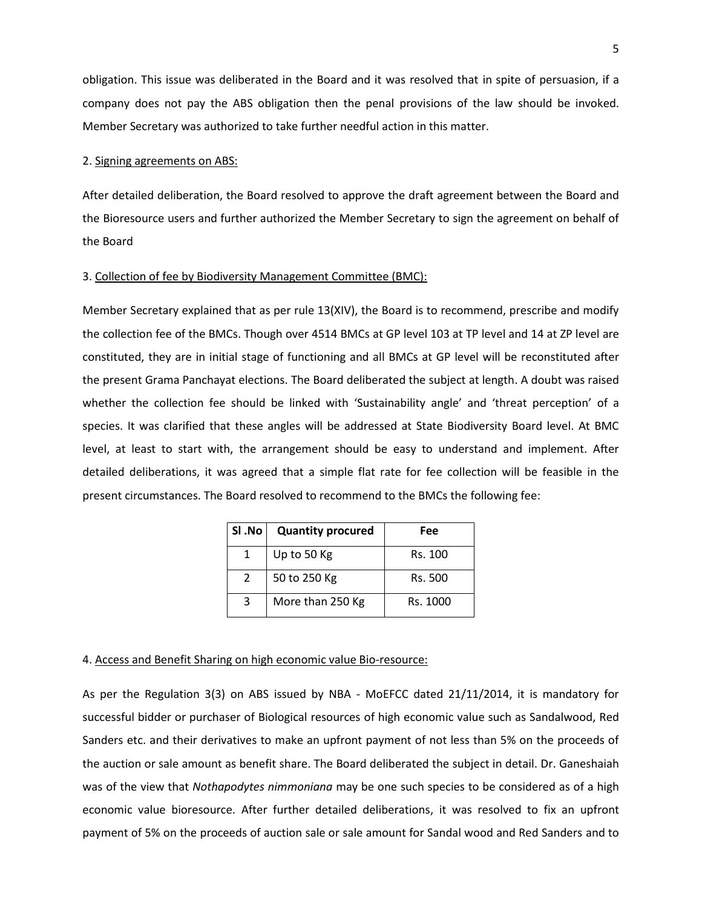obligation. This issue was deliberated in the Board and it was resolved that in spite of persuasion, if a company does not pay the ABS obligation then the penal provisions of the law should be invoked. Member Secretary was authorized to take further needful action in this matter.

2. <u>Signing agreements on ABS:</u>

After detailed deliberation, the Board resolved to approve the draft agreement between the Board and the Bioresource users and further authorized the Member Secretary to sign the agreement on behalf of the Board

3. <u>Collection of fee by Biodiversity Management Committee (BMC):</u>

Member Secretary explained that as per rule 13(XIV), the Board is to recommend, prescribe and modify the collection fee of the BMCs. Though over 4514 BMCs at GP level 103 at TP level and 14 at ZP level are constituted, they are in initial stage of functioning and all BMCs at GP level will be reconstituted after the present Grama Panchayat elections. The Board deliberated the subject at length. A doubt was raised whether the collection fee should be linked with 'Sustainability angle' and 'threat perception' of a species. It was clarified that these angles will be addressed at State Biodiversity Board level. At BMC level, at least to start with, the arrangement should be easy to understand and implement. After detailed deliberations, it was agreed that a simple flat rate for fee collection will be feasible in the present circumstances. The Board resolved to recommend to the BMCs the following fee:

| Sl .No | Quantity procured | Fee |
|---|---|---|
| 1 | Up to 50 Kg | Rs. 100 |
| 2 | 50 to 250 Kg | Rs. 500 |
| 3 | More than 250 Kg | Rs. 1000 |

4. <u>Access and Benefit Sharing on high economic value Bio-resource:</u>

As per the Regulation 3(3) on ABS issued by NBA - MoEFCC dated 21/11/2014, it is mandatory for successful bidder or purchaser of Biological resources of high economic value such as Sandalwood, Red Sanders etc. and their derivatives to make an upfront payment of not less than 5% on the proceeds of the auction or sale amount as benefit share. The Board deliberated the subject in detail. Dr. Ganeshaiah was of the view that *Nothapodytes nimmoniana* may be one such species to be considered as of a high economic value bioresource. After further detailed deliberations, it was resolved to fix an upfront payment of 5% on the proceeds of auction sale or sale amount for Sandal wood and Red Sanders and to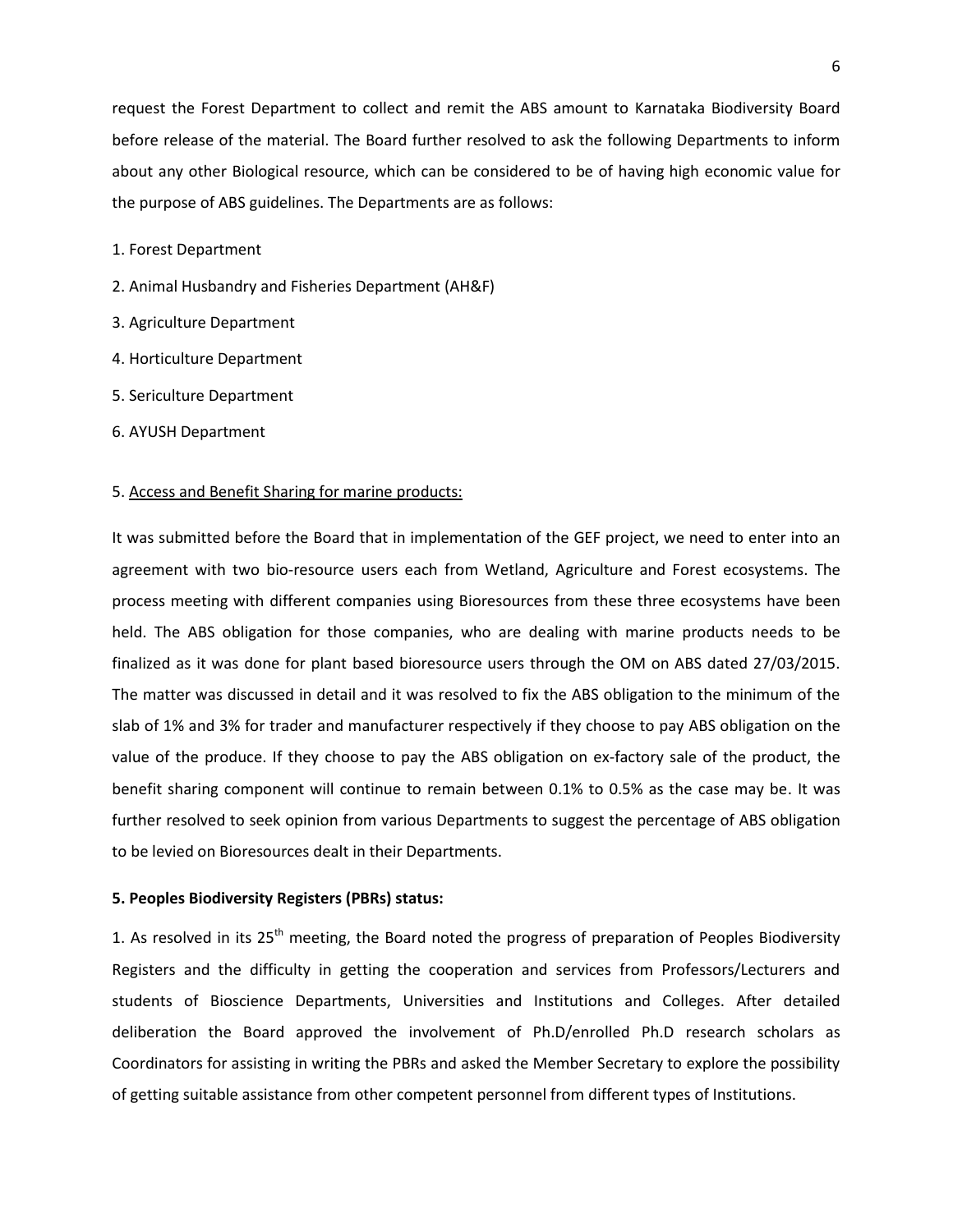request the Forest Department to collect and remit the ABS amount to Karnataka Biodiversity Board before release of the material. The Board further resolved to ask the following Departments to inform about any other Biological resource, which can be considered to be of having high economic value for the purpose of ABS guidelines. The Departments are as follows:

1. Forest Department
2. Animal Husbandry and Fisheries Department (AH&F)
3. Agriculture Department
4. Horticulture Department
5. Sericulture Department
6. AYUSH Department

5. <u>Access and Benefit Sharing for marine products:</u>

It was submitted before the Board that in implementation of the GEF project, we need to enter into an agreement with two bio-resource users each from Wetland, Agriculture and Forest ecosystems. The process meeting with different companies using Bioresources from these three ecosystems have been held. The ABS obligation for those companies, who are dealing with marine products needs to be finalized as it was done for plant based bioresource users through the OM on ABS dated 27/03/2015. The matter was discussed in detail and it was resolved to fix the ABS obligation to the minimum of the slab of 1% and 3% for trader and manufacturer respectively if they choose to pay ABS obligation on the value of the produce. If they choose to pay the ABS obligation on ex-factory sale of the product, the benefit sharing component will continue to remain between 0.1% to 0.5% as the case may be. It was further resolved to seek opinion from various Departments to suggest the percentage of ABS obligation to be levied on Bioresources dealt in their Departments.

**5. Peoples Biodiversity Registers (PBRs) status:**

1. As resolved in its 25th meeting, the Board noted the progress of preparation of Peoples Biodiversity Registers and the difficulty in getting the cooperation and services from Professors/Lecturers and students of Bioscience Departments, Universities and Institutions and Colleges. After detailed deliberation the Board approved the involvement of Ph.D/enrolled Ph.D research scholars as Coordinators for assisting in writing the PBRs and asked the Member Secretary to explore the possibility of getting suitable assistance from other competent personnel from different types of Institutions.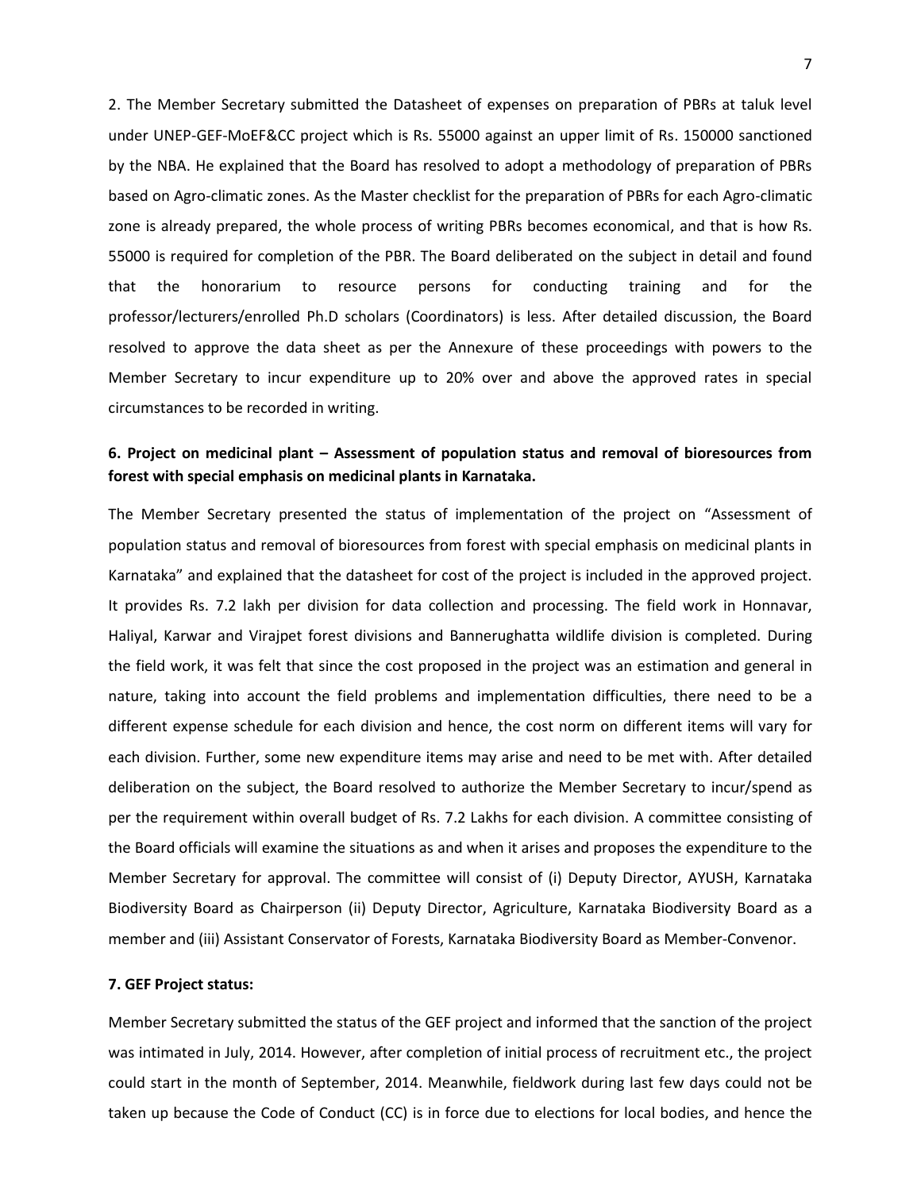2. The Member Secretary submitted the Datasheet of expenses on preparation of PBRs at taluk level under UNEP-GEF-MoEF&CC project which is Rs. 55000 against an upper limit of Rs. 150000 sanctioned by the NBA. He explained that the Board has resolved to adopt a methodology of preparation of PBRs based on Agro-climatic zones. As the Master checklist for the preparation of PBRs for each Agro-climatic zone is already prepared, the whole process of writing PBRs becomes economical, and that is how Rs. 55000 is required for completion of the PBR. The Board deliberated on the subject in detail and found that the honorarium to resource persons for conducting training and for the professor/lecturers/enrolled Ph.D scholars (Coordinators) is less. After detailed discussion, the Board resolved to approve the data sheet as per the Annexure of these proceedings with powers to the Member Secretary to incur expenditure up to 20% over and above the approved rates in special circumstances to be recorded in writing.

**6. Project on medicinal plant – Assessment of population status and removal of bioresources from forest with special emphasis on medicinal plants in Karnataka.**

The Member Secretary presented the status of implementation of the project on "Assessment of population status and removal of bioresources from forest with special emphasis on medicinal plants in Karnataka" and explained that the datasheet for cost of the project is included in the approved project. It provides Rs. 7.2 lakh per division for data collection and processing. The field work in Honnavar, Haliyal, Karwar and Virajpet forest divisions and Bannerughatta wildlife division is completed. During the field work, it was felt that since the cost proposed in the project was an estimation and general in nature, taking into account the field problems and implementation difficulties, there need to be a different expense schedule for each division and hence, the cost norm on different items will vary for each division. Further, some new expenditure items may arise and need to be met with. After detailed deliberation on the subject, the Board resolved to authorize the Member Secretary to incur/spend as per the requirement within overall budget of Rs. 7.2 Lakhs for each division. A committee consisting of the Board officials will examine the situations as and when it arises and proposes the expenditure to the Member Secretary for approval. The committee will consist of (i) Deputy Director, AYUSH, Karnataka Biodiversity Board as Chairperson (ii) Deputy Director, Agriculture, Karnataka Biodiversity Board as a member and (iii) Assistant Conservator of Forests, Karnataka Biodiversity Board as Member-Convenor.

**7. GEF Project status:**

Member Secretary submitted the status of the GEF project and informed that the sanction of the project was intimated in July, 2014. However, after completion of initial process of recruitment etc., the project could start in the month of September, 2014. Meanwhile, fieldwork during last few days could not be taken up because the Code of Conduct (CC) is in force due to elections for local bodies, and hence the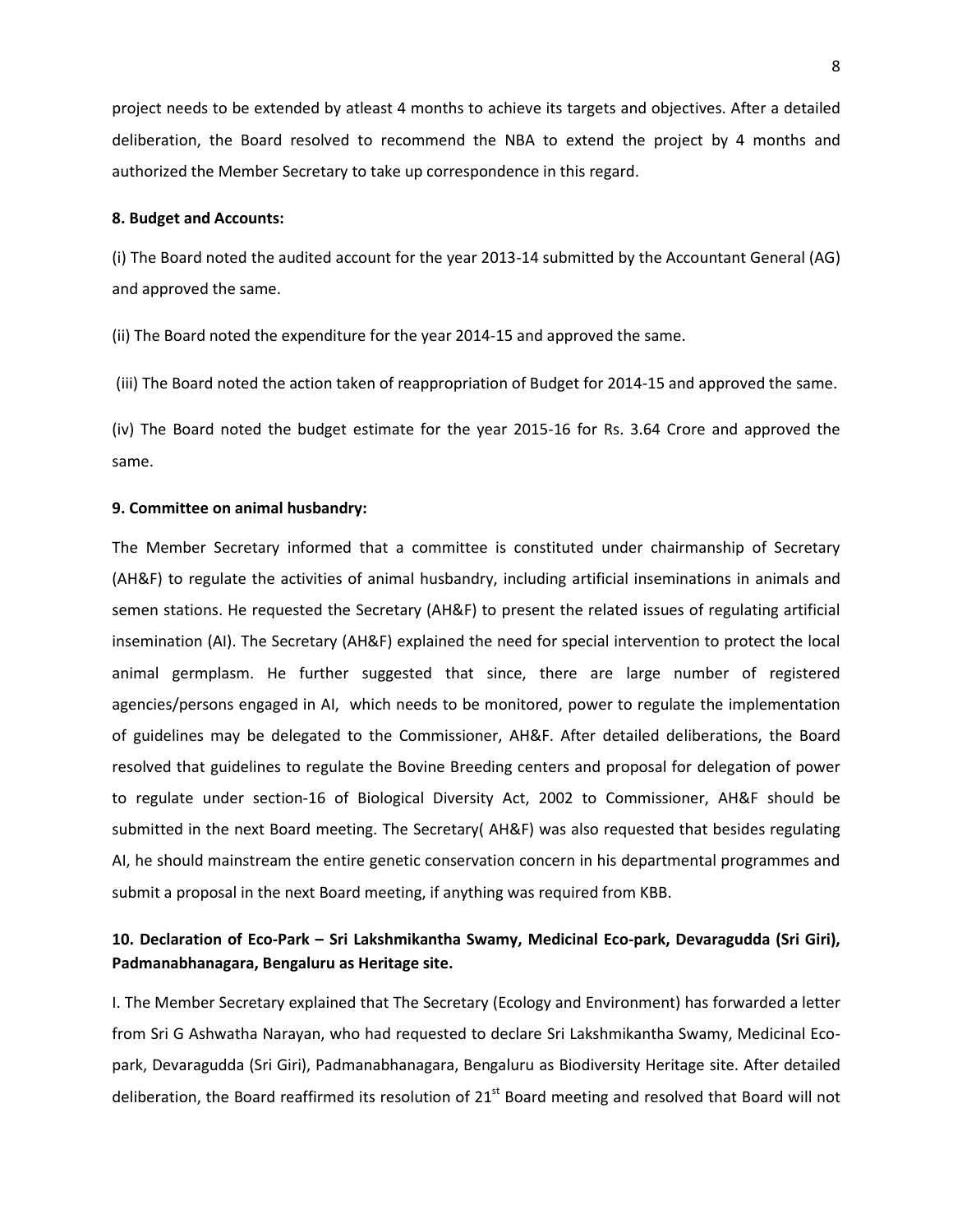project needs to be extended by atleast 4 months to achieve its targets and objectives. After a detailed deliberation, the Board resolved to recommend the NBA to extend the project by 4 months and authorized the Member Secretary to take up correspondence in this regard.

**8. Budget and Accounts:**

(i) The Board noted the audited account for the year 2013-14 submitted by the Accountant General (AG) and approved the same.

(ii) The Board noted the expenditure for the year 2014-15 and approved the same.

(iii) The Board noted the action taken of reappropriation of Budget for 2014-15 and approved the same.

(iv) The Board noted the budget estimate for the year 2015-16 for Rs. 3.64 Crore and approved the same.

**9. Committee on animal husbandry:**

The Member Secretary informed that a committee is constituted under chairmanship of Secretary (AH&F) to regulate the activities of animal husbandry, including artificial inseminations in animals and semen stations. He requested the Secretary (AH&F) to present the related issues of regulating artificial insemination (AI). The Secretary (AH&F) explained the need for special intervention to protect the local animal germplasm. He further suggested that since, there are large number of registered agencies/persons engaged in AI, which needs to be monitored, power to regulate the implementation of guidelines may be delegated to the Commissioner, AH&F. After detailed deliberations, the Board resolved that guidelines to regulate the Bovine Breeding centers and proposal for delegation of power to regulate under section-16 of Biological Diversity Act, 2002 to Commissioner, AH&F should be submitted in the next Board meeting. The Secretary( AH&F) was also requested that besides regulating AI, he should mainstream the entire genetic conservation concern in his departmental programmes and submit a proposal in the next Board meeting, if anything was required from KBB.

**10. Declaration of Eco-Park – Sri Lakshmikantha Swamy, Medicinal Eco-park, Devaragudda (Sri Giri), Padmanabhanagara, Bengaluru as Heritage site.**

I. The Member Secretary explained that The Secretary (Ecology and Environment) has forwarded a letter from Sri G Ashwatha Narayan, who had requested to declare Sri Lakshmikantha Swamy, Medicinal Eco-park, Devaragudda (Sri Giri), Padmanabhanagara, Bengaluru as Biodiversity Heritage site. After detailed deliberation, the Board reaffirmed its resolution of 21st Board meeting and resolved that Board will not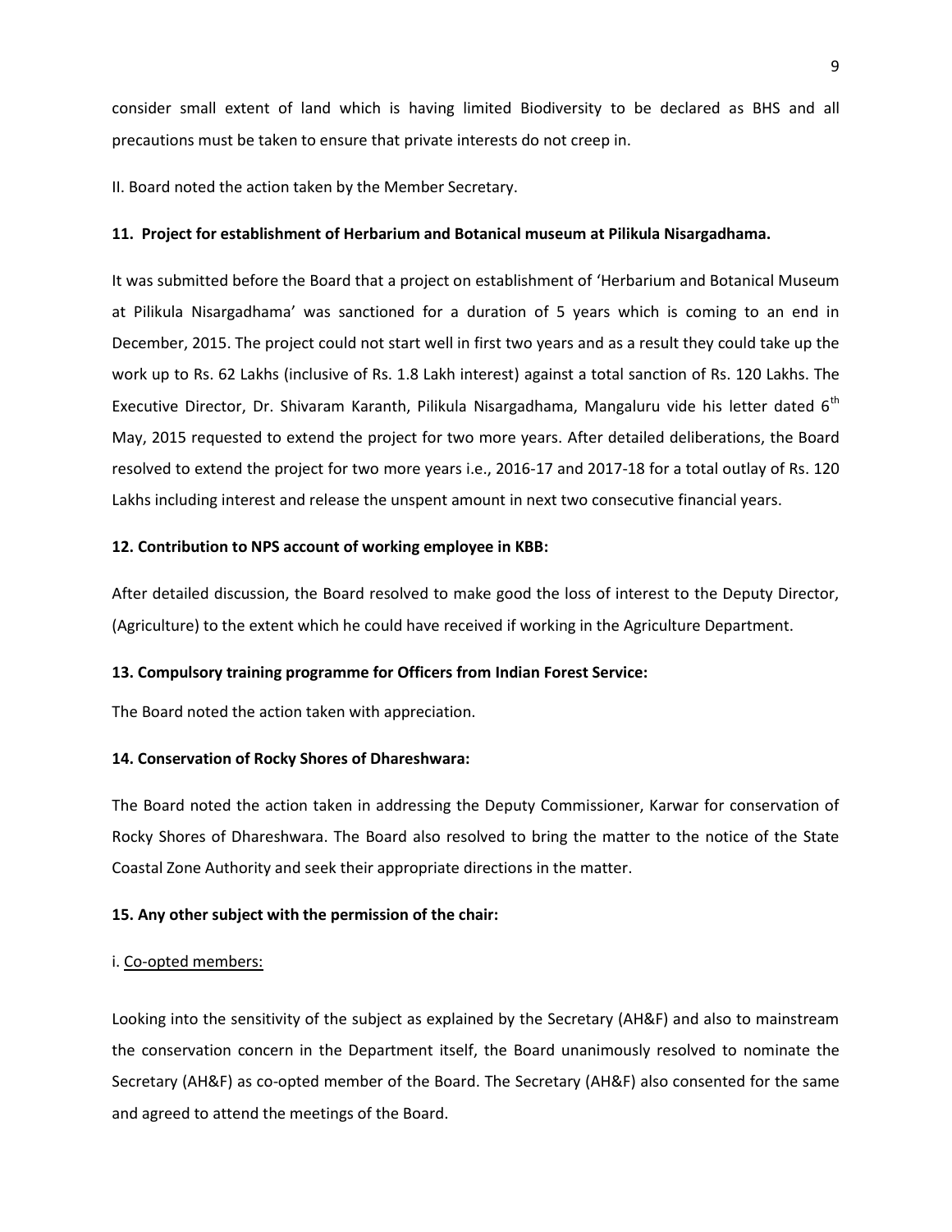consider small extent of land which is having limited Biodiversity to be declared as BHS and all precautions must be taken to ensure that private interests do not creep in.

II. Board noted the action taken by the Member Secretary.

**11. Project for establishment of Herbarium and Botanical museum at Pilikula Nisargadhama.**

It was submitted before the Board that a project on establishment of 'Herbarium and Botanical Museum at Pilikula Nisargadhama' was sanctioned for a duration of 5 years which is coming to an end in December, 2015. The project could not start well in first two years and as a result they could take up the work up to Rs. 62 Lakhs (inclusive of Rs. 1.8 Lakh interest) against a total sanction of Rs. 120 Lakhs. The Executive Director, Dr. Shivaram Karanth, Pilikula Nisargadhama, Mangaluru vide his letter dated 6th May, 2015 requested to extend the project for two more years. After detailed deliberations, the Board resolved to extend the project for two more years i.e., 2016-17 and 2017-18 for a total outlay of Rs. 120 Lakhs including interest and release the unspent amount in next two consecutive financial years.

**12. Contribution to NPS account of working employee in KBB:**

After detailed discussion, the Board resolved to make good the loss of interest to the Deputy Director, (Agriculture) to the extent which he could have received if working in the Agriculture Department.

**13. Compulsory training programme for Officers from Indian Forest Service:**

The Board noted the action taken with appreciation.

**14. Conservation of Rocky Shores of Dhareshwara:**

The Board noted the action taken in addressing the Deputy Commissioner, Karwar for conservation of Rocky Shores of Dhareshwara. The Board also resolved to bring the matter to the notice of the State Coastal Zone Authority and seek their appropriate directions in the matter.

**15. Any other subject with the permission of the chair:**

i. Co-opted members:

Looking into the sensitivity of the subject as explained by the Secretary (AH&F) and also to mainstream the conservation concern in the Department itself, the Board unanimously resolved to nominate the Secretary (AH&F) as co-opted member of the Board. The Secretary (AH&F) also consented for the same and agreed to attend the meetings of the Board.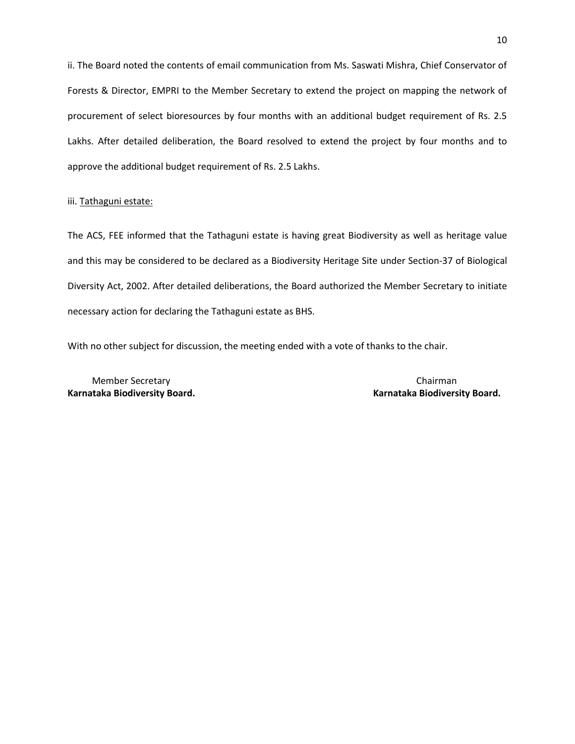ii. The Board noted the contents of email communication from Ms. Saswati Mishra, Chief Conservator of Forests & Director, EMPRI to the Member Secretary to extend the project on mapping the network of procurement of select bioresources by four months with an additional budget requirement of Rs. 2.5 Lakhs. After detailed deliberation, the Board resolved to extend the project by four months and to approve the additional budget requirement of Rs. 2.5 Lakhs.

iii. Tathaguni estate:

The ACS, FEE informed that the Tathaguni estate is having great Biodiversity as well as heritage value and this may be considered to be declared as a Biodiversity Heritage Site under Section-37 of Biological Diversity Act, 2002. After detailed deliberations, the Board authorized the Member Secretary to initiate necessary action for declaring the Tathaguni estate as BHS.

With no other subject for discussion, the meeting ended with a vote of thanks to the chair.

Member Secretary
**Karnataka Biodiversity Board.**

Chairman
**Karnataka Biodiversity Board.**